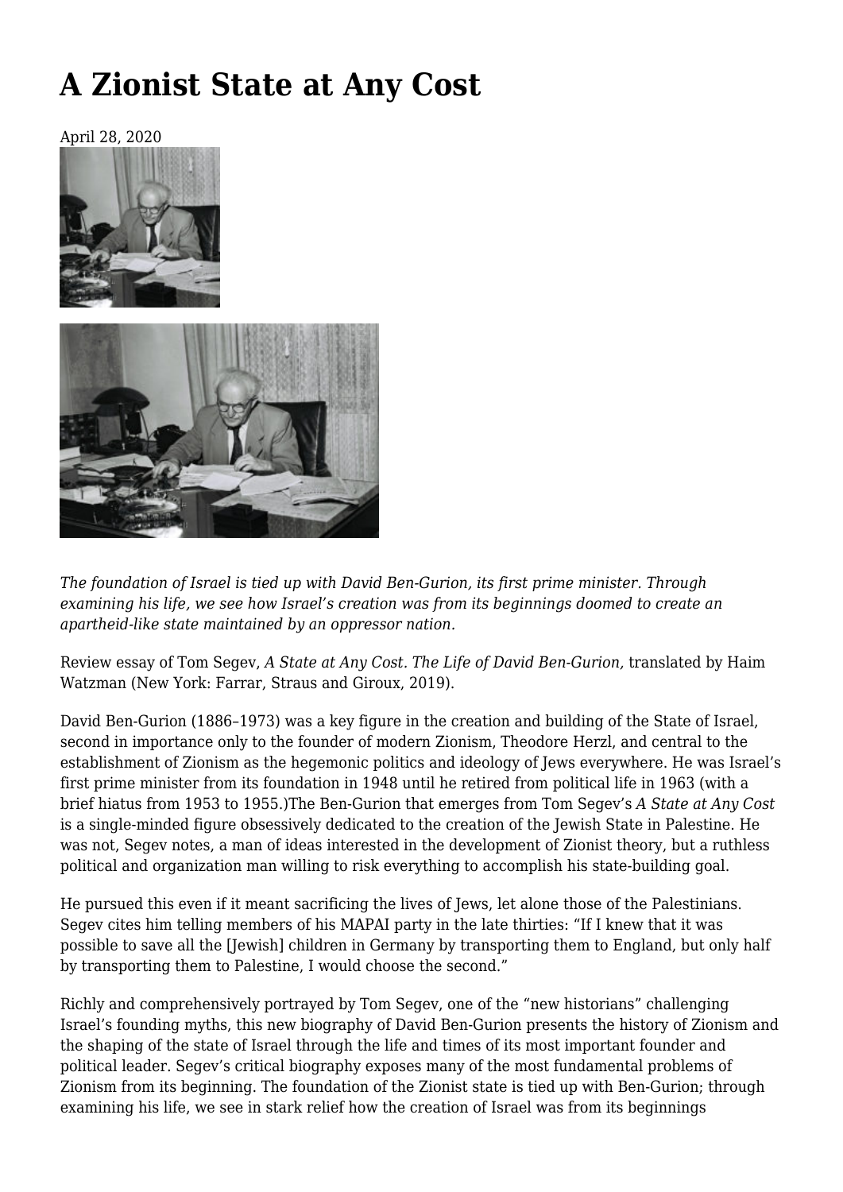# A Zionist State at Any Cost

April 28, 2020

*The foundation of Israel is tied up with David Ben-Gurion, its first prime minister. Through examining his life, we see how Israel's creation was from its beginnings doomed to create an apartheid-like state maintained by an oppressor nation.*

Review essay of Tom Segev, *A State at Any Cost. The Life of David Ben-Gurion,* translated by Haim Watzman (New York: Farrar, Straus and Giroux, 2019).

David Ben-Gurion (1886–1973) was a key figure in the creation and building of the State of Israel, second in importance only to the founder of modern Zionism, Theodore Herzl, and central to the establishment of Zionism as the hegemonic politics and ideology of Jews everywhere. He was Israel's first prime minister from its foundation in 1948 until he retired from political life in 1963 (with a brief hiatus from 1953 to 1955.)The Ben-Gurion that emerges from Tom Segev's *A State at Any Cost* is a single-minded figure obsessively dedicated to the creation of the Jewish State in Palestine. He was not, Segev notes, a man of ideas interested in the development of Zionist theory, but a ruthless political and organization man willing to risk everything to accomplish his state-building goal.

He pursued this even if it meant sacrificing the lives of Jews, let alone those of the Palestinians. Segev cites him telling members of his MAPAI party in the late thirties: "If I knew that it was possible to save all the [Jewish] children in Germany by transporting them to England, but only half by transporting them to Palestine, I would choose the second."

Richly and comprehensively portrayed by Tom Segev, one of the "new historians" challenging Israel's founding myths, this new biography of David Ben-Gurion presents the history of Zionism and the shaping of the state of Israel through the life and times of its most important founder and political leader. Segev's critical biography exposes many of the most fundamental problems of Zionism from its beginning. The foundation of the Zionist state is tied up with Ben-Gurion; through examining his life, we see in stark relief how the creation of Israel was from its beginnings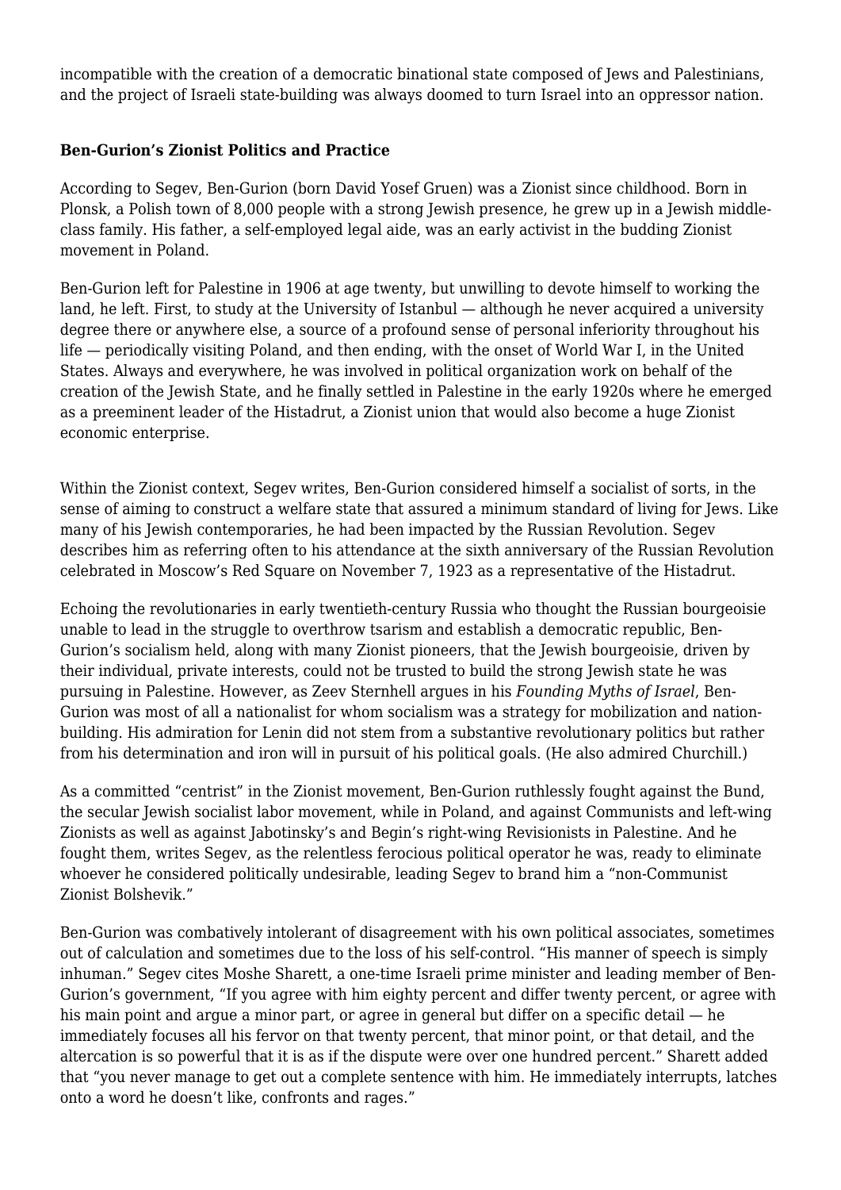incompatible with the creation of a democratic binational state composed of Jews and Palestinians, and the project of Israeli state-building was always doomed to turn Israel into an oppressor nation.

## Ben-Gurion's Zionist Politics and Practice

According to Segev, Ben-Gurion (born David Yosef Gruen) was a Zionist since childhood. Born in Plonsk, a Polish town of 8,000 people with a strong Jewish presence, he grew up in a Jewish middle-class family. His father, a self-employed legal aide, was an early activist in the budding Zionist movement in Poland.

Ben-Gurion left for Palestine in 1906 at age twenty, but unwilling to devote himself to working the land, he left. First, to study at the University of Istanbul — although he never acquired a university degree there or anywhere else, a source of a profound sense of personal inferiority throughout his life — periodically visiting Poland, and then ending, with the onset of World War I, in the United States. Always and everywhere, he was involved in political organization work on behalf of the creation of the Jewish State, and he finally settled in Palestine in the early 1920s where he emerged as a preeminent leader of the Histadrut, a Zionist union that would also become a huge Zionist economic enterprise.

Within the Zionist context, Segev writes, Ben-Gurion considered himself a socialist of sorts, in the sense of aiming to construct a welfare state that assured a minimum standard of living for Jews. Like many of his Jewish contemporaries, he had been impacted by the Russian Revolution. Segev describes him as referring often to his attendance at the sixth anniversary of the Russian Revolution celebrated in Moscow's Red Square on November 7, 1923 as a representative of the Histadrut.

Echoing the revolutionaries in early twentieth-century Russia who thought the Russian bourgeoisie unable to lead in the struggle to overthrow tsarism and establish a democratic republic, Ben-Gurion's socialism held, along with many Zionist pioneers, that the Jewish bourgeoisie, driven by their individual, private interests, could not be trusted to build the strong Jewish state he was pursuing in Palestine. However, as Zeev Sternhell argues in his *Founding Myths of Israel*, Ben-Gurion was most of all a nationalist for whom socialism was a strategy for mobilization and nation-building. His admiration for Lenin did not stem from a substantive revolutionary politics but rather from his determination and iron will in pursuit of his political goals. (He also admired Churchill.)

As a committed "centrist" in the Zionist movement, Ben-Gurion ruthlessly fought against the Bund, the secular Jewish socialist labor movement, while in Poland, and against Communists and left-wing Zionists as well as against Jabotinsky's and Begin's right-wing Revisionists in Palestine. And he fought them, writes Segev, as the relentless ferocious political operator he was, ready to eliminate whoever he considered politically undesirable, leading Segev to brand him a "non-Communist Zionist Bolshevik."

Ben-Gurion was combatively intolerant of disagreement with his own political associates, sometimes out of calculation and sometimes due to the loss of his self-control. "His manner of speech is simply inhuman." Segev cites Moshe Sharett, a one-time Israeli prime minister and leading member of Ben-Gurion's government, "If you agree with him eighty percent and differ twenty percent, or agree with his main point and argue a minor part, or agree in general but differ on a specific detail — he immediately focuses all his fervor on that twenty percent, that minor point, or that detail, and the altercation is so powerful that it is as if the dispute were over one hundred percent." Sharett added that "you never manage to get out a complete sentence with him. He immediately interrupts, latches onto a word he doesn't like, confronts and rages."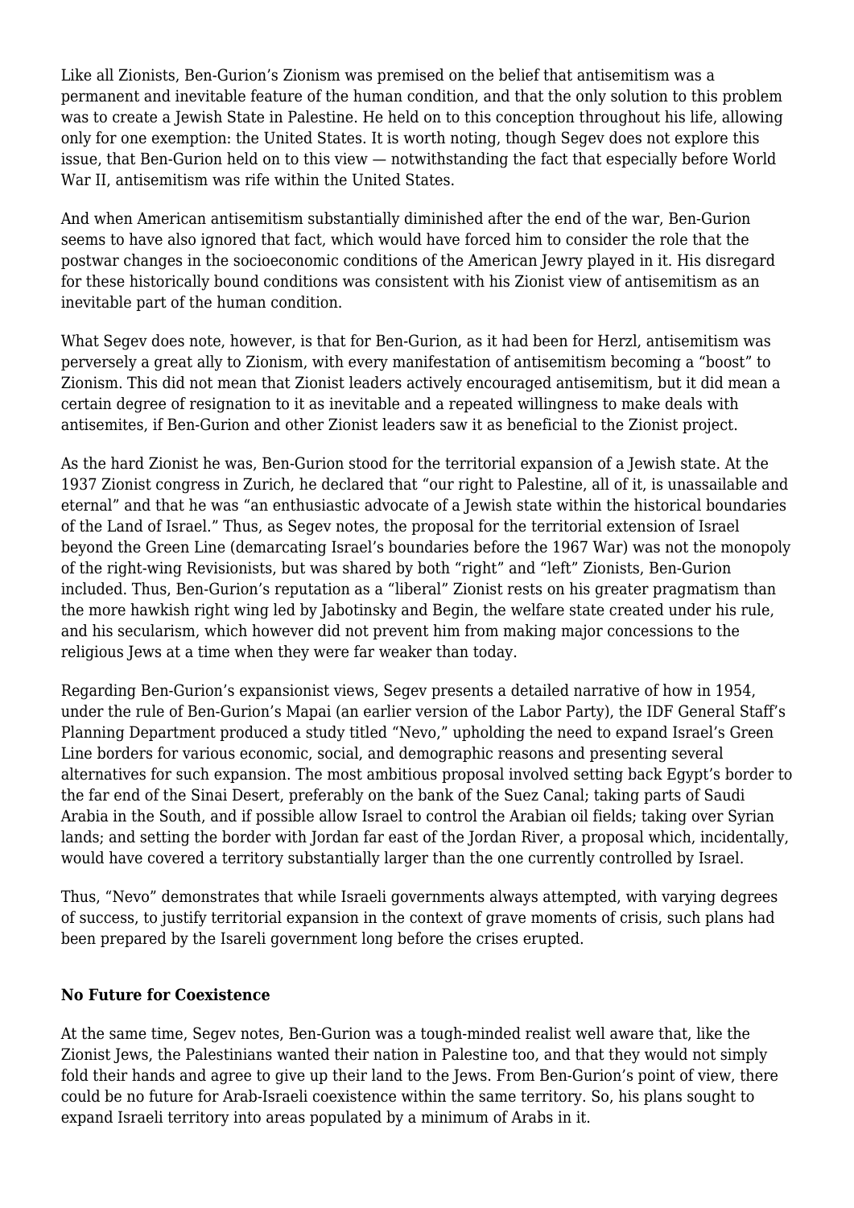Like all Zionists, Ben-Gurion's Zionism was premised on the belief that antisemitism was a permanent and inevitable feature of the human condition, and that the only solution to this problem was to create a Jewish State in Palestine. He held on to this conception throughout his life, allowing only for one exemption: the United States. It is worth noting, though Segev does not explore this issue, that Ben-Gurion held on to this view — notwithstanding the fact that especially before World War II, antisemitism was rife within the United States.

And when American antisemitism substantially diminished after the end of the war, Ben-Gurion seems to have also ignored that fact, which would have forced him to consider the role that the postwar changes in the socioeconomic conditions of the American Jewry played in it. His disregard for these historically bound conditions was consistent with his Zionist view of antisemitism as an inevitable part of the human condition.

What Segev does note, however, is that for Ben-Gurion, as it had been for Herzl, antisemitism was perversely a great ally to Zionism, with every manifestation of antisemitism becoming a "boost" to Zionism. This did not mean that Zionist leaders actively encouraged antisemitism, but it did mean a certain degree of resignation to it as inevitable and a repeated willingness to make deals with antisemites, if Ben-Gurion and other Zionist leaders saw it as beneficial to the Zionist project.

As the hard Zionist he was, Ben-Gurion stood for the territorial expansion of a Jewish state. At the 1937 Zionist congress in Zurich, he declared that "our right to Palestine, all of it, is unassailable and eternal" and that he was "an enthusiastic advocate of a Jewish state within the historical boundaries of the Land of Israel." Thus, as Segev notes, the proposal for the territorial extension of Israel beyond the Green Line (demarcating Israel's boundaries before the 1967 War) was not the monopoly of the right-wing Revisionists, but was shared by both "right" and "left" Zionists, Ben-Gurion included. Thus, Ben-Gurion's reputation as a "liberal" Zionist rests on his greater pragmatism than the more hawkish right wing led by Jabotinsky and Begin, the welfare state created under his rule, and his secularism, which however did not prevent him from making major concessions to the religious Jews at a time when they were far weaker than today.

Regarding Ben-Gurion's expansionist views, Segev presents a detailed narrative of how in 1954, under the rule of Ben-Gurion's Mapai (an earlier version of the Labor Party), the IDF General Staff's Planning Department produced a study titled "Nevo," upholding the need to expand Israel's Green Line borders for various economic, social, and demographic reasons and presenting several alternatives for such expansion. The most ambitious proposal involved setting back Egypt's border to the far end of the Sinai Desert, preferably on the bank of the Suez Canal; taking parts of Saudi Arabia in the South, and if possible allow Israel to control the Arabian oil fields; taking over Syrian lands; and setting the border with Jordan far east of the Jordan River, a proposal which, incidentally, would have covered a territory substantially larger than the one currently controlled by Israel.

Thus, "Nevo" demonstrates that while Israeli governments always attempted, with varying degrees of success, to justify territorial expansion in the context of grave moments of crisis, such plans had been prepared by the Isareli government long before the crises erupted.

**No Future for Coexistence**

At the same time, Segev notes, Ben-Gurion was a tough-minded realist well aware that, like the Zionist Jews, the Palestinians wanted their nation in Palestine too, and that they would not simply fold their hands and agree to give up their land to the Jews. From Ben-Gurion's point of view, there could be no future for Arab-Israeli coexistence within the same territory. So, his plans sought to expand Israeli territory into areas populated by a minimum of Arabs in it.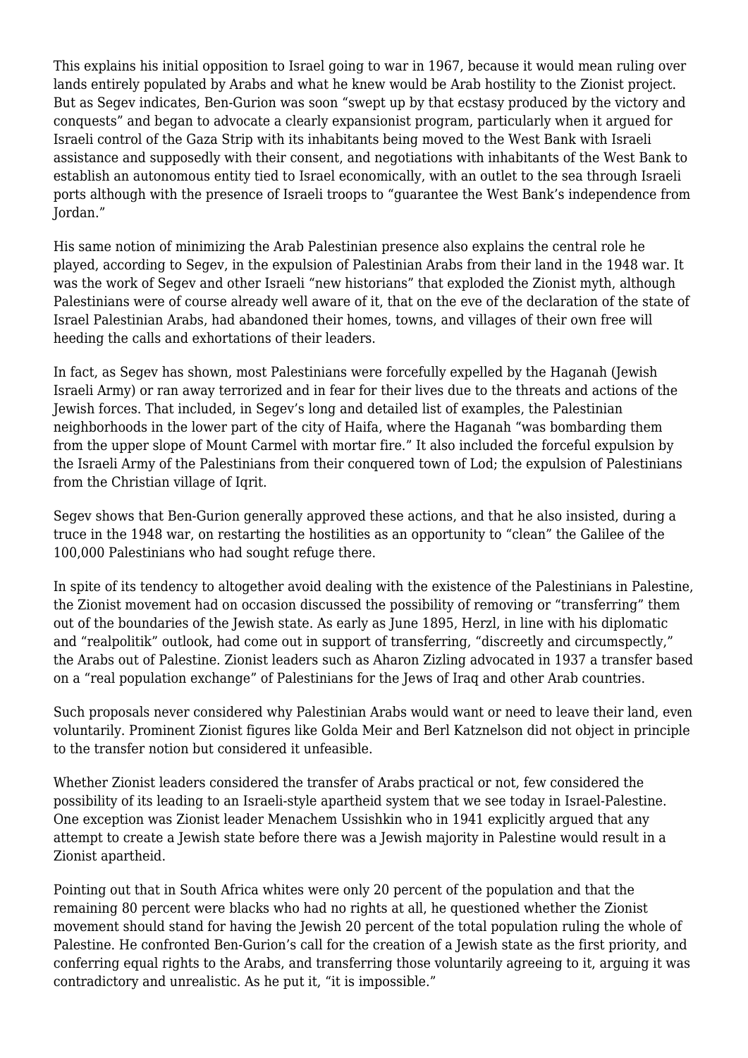This explains his initial opposition to Israel going to war in 1967, because it would mean ruling over lands entirely populated by Arabs and what he knew would be Arab hostility to the Zionist project. But as Segev indicates, Ben-Gurion was soon "swept up by that ecstasy produced by the victory and conquests" and began to advocate a clearly expansionist program, particularly when it argued for Israeli control of the Gaza Strip with its inhabitants being moved to the West Bank with Israeli assistance and supposedly with their consent, and negotiations with inhabitants of the West Bank to establish an autonomous entity tied to Israel economically, with an outlet to the sea through Israeli ports although with the presence of Israeli troops to "guarantee the West Bank's independence from Jordan."

His same notion of minimizing the Arab Palestinian presence also explains the central role he played, according to Segev, in the expulsion of Palestinian Arabs from their land in the 1948 war. It was the work of Segev and other Israeli "new historians" that exploded the Zionist myth, although Palestinians were of course already well aware of it, that on the eve of the declaration of the state of Israel Palestinian Arabs, had abandoned their homes, towns, and villages of their own free will heeding the calls and exhortations of their leaders.

In fact, as Segev has shown, most Palestinians were forcefully expelled by the Haganah (Jewish Israeli Army) or ran away terrorized and in fear for their lives due to the threats and actions of the Jewish forces. That included, in Segev's long and detailed list of examples, the Palestinian neighborhoods in the lower part of the city of Haifa, where the Haganah "was bombarding them from the upper slope of Mount Carmel with mortar fire." It also included the forceful expulsion by the Israeli Army of the Palestinians from their conquered town of Lod; the expulsion of Palestinians from the Christian village of Iqrit.

Segev shows that Ben-Gurion generally approved these actions, and that he also insisted, during a truce in the 1948 war, on restarting the hostilities as an opportunity to "clean" the Galilee of the 100,000 Palestinians who had sought refuge there.

In spite of its tendency to altogether avoid dealing with the existence of the Palestinians in Palestine, the Zionist movement had on occasion discussed the possibility of removing or "transferring" them out of the boundaries of the Jewish state. As early as June 1895, Herzl, in line with his diplomatic and "realpolitik" outlook, had come out in support of transferring, "discreetly and circumspectly," the Arabs out of Palestine. Zionist leaders such as Aharon Zizling advocated in 1937 a transfer based on a "real population exchange" of Palestinians for the Jews of Iraq and other Arab countries.

Such proposals never considered why Palestinian Arabs would want or need to leave their land, even voluntarily. Prominent Zionist figures like Golda Meir and Berl Katznelson did not object in principle to the transfer notion but considered it unfeasible.

Whether Zionist leaders considered the transfer of Arabs practical or not, few considered the possibility of its leading to an Israeli-style apartheid system that we see today in Israel-Palestine. One exception was Zionist leader Menachem Ussishkin who in 1941 explicitly argued that any attempt to create a Jewish state before there was a Jewish majority in Palestine would result in a Zionist apartheid.

Pointing out that in South Africa whites were only 20 percent of the population and that the remaining 80 percent were blacks who had no rights at all, he questioned whether the Zionist movement should stand for having the Jewish 20 percent of the total population ruling the whole of Palestine. He confronted Ben-Gurion's call for the creation of a Jewish state as the first priority, and conferring equal rights to the Arabs, and transferring those voluntarily agreeing to it, arguing it was contradictory and unrealistic. As he put it, "it is impossible."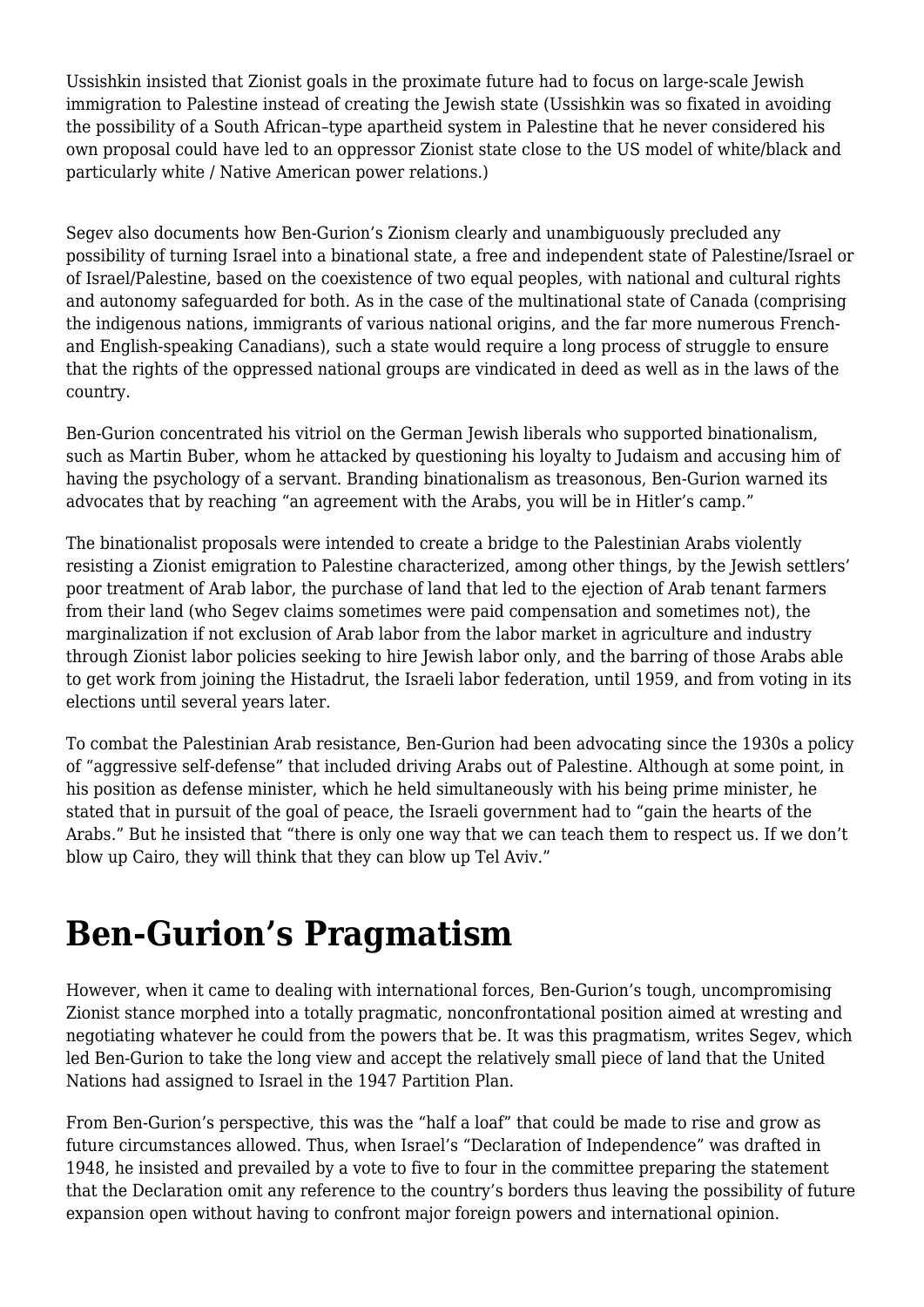Ussishkin insisted that Zionist goals in the proximate future had to focus on large-scale Jewish immigration to Palestine instead of creating the Jewish state (Ussishkin was so fixated in avoiding the possibility of a South African–type apartheid system in Palestine that he never considered his own proposal could have led to an oppressor Zionist state close to the US model of white/black and particularly white / Native American power relations.)

Segev also documents how Ben-Gurion's Zionism clearly and unambiguously precluded any possibility of turning Israel into a binational state, a free and independent state of Palestine/Israel or of Israel/Palestine, based on the coexistence of two equal peoples, with national and cultural rights and autonomy safeguarded for both. As in the case of the multinational state of Canada (comprising the indigenous nations, immigrants of various national origins, and the far more numerous French- and English-speaking Canadians), such a state would require a long process of struggle to ensure that the rights of the oppressed national groups are vindicated in deed as well as in the laws of the country.

Ben-Gurion concentrated his vitriol on the German Jewish liberals who supported binationalism, such as Martin Buber, whom he attacked by questioning his loyalty to Judaism and accusing him of having the psychology of a servant. Branding binationalism as treasonous, Ben-Gurion warned its advocates that by reaching "an agreement with the Arabs, you will be in Hitler's camp."

The binationalist proposals were intended to create a bridge to the Palestinian Arabs violently resisting a Zionist emigration to Palestine characterized, among other things, by the Jewish settlers' poor treatment of Arab labor, the purchase of land that led to the ejection of Arab tenant farmers from their land (who Segev claims sometimes were paid compensation and sometimes not), the marginalization if not exclusion of Arab labor from the labor market in agriculture and industry through Zionist labor policies seeking to hire Jewish labor only, and the barring of those Arabs able to get work from joining the Histadrut, the Israeli labor federation, until 1959, and from voting in its elections until several years later.

To combat the Palestinian Arab resistance, Ben-Gurion had been advocating since the 1930s a policy of "aggressive self-defense" that included driving Arabs out of Palestine. Although at some point, in his position as defense minister, which he held simultaneously with his being prime minister, he stated that in pursuit of the goal of peace, the Israeli government had to "gain the hearts of the Arabs." But he insisted that "there is only one way that we can teach them to respect us. If we don't blow up Cairo, they will think that they can blow up Tel Aviv."

# Ben-Gurion's Pragmatism

However, when it came to dealing with international forces, Ben-Gurion's tough, uncompromising Zionist stance morphed into a totally pragmatic, nonconfrontational position aimed at wresting and negotiating whatever he could from the powers that be. It was this pragmatism, writes Segev, which led Ben-Gurion to take the long view and accept the relatively small piece of land that the United Nations had assigned to Israel in the 1947 Partition Plan.

From Ben-Gurion's perspective, this was the "half a loaf" that could be made to rise and grow as future circumstances allowed. Thus, when Israel's "Declaration of Independence" was drafted in 1948, he insisted and prevailed by a vote to five to four in the committee preparing the statement that the Declaration omit any reference to the country's borders thus leaving the possibility of future expansion open without having to confront major foreign powers and international opinion.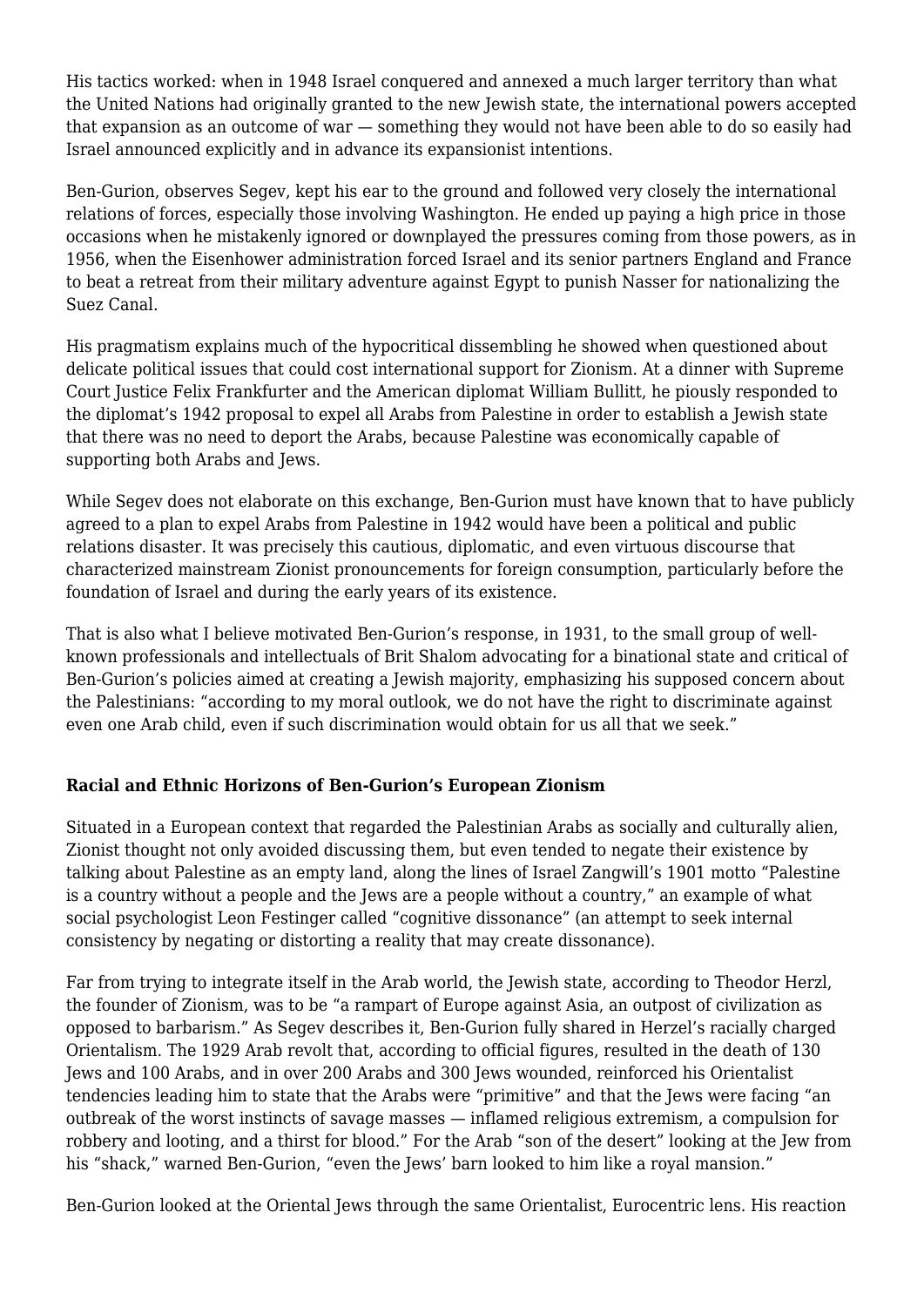His tactics worked: when in 1948 Israel conquered and annexed a much larger territory than what the United Nations had originally granted to the new Jewish state, the international powers accepted that expansion as an outcome of war — something they would not have been able to do so easily had Israel announced explicitly and in advance its expansionist intentions.

Ben-Gurion, observes Segev, kept his ear to the ground and followed very closely the international relations of forces, especially those involving Washington. He ended up paying a high price in those occasions when he mistakenly ignored or downplayed the pressures coming from those powers, as in 1956, when the Eisenhower administration forced Israel and its senior partners England and France to beat a retreat from their military adventure against Egypt to punish Nasser for nationalizing the Suez Canal.

His pragmatism explains much of the hypocritical dissembling he showed when questioned about delicate political issues that could cost international support for Zionism. At a dinner with Supreme Court Justice Felix Frankfurter and the American diplomat William Bullitt, he piously responded to the diplomat's 1942 proposal to expel all Arabs from Palestine in order to establish a Jewish state that there was no need to deport the Arabs, because Palestine was economically capable of supporting both Arabs and Jews.

While Segev does not elaborate on this exchange, Ben-Gurion must have known that to have publicly agreed to a plan to expel Arabs from Palestine in 1942 would have been a political and public relations disaster. It was precisely this cautious, diplomatic, and even virtuous discourse that characterized mainstream Zionist pronouncements for foreign consumption, particularly before the foundation of Israel and during the early years of its existence.

That is also what I believe motivated Ben-Gurion's response, in 1931, to the small group of well-known professionals and intellectuals of Brit Shalom advocating for a binational state and critical of Ben-Gurion's policies aimed at creating a Jewish majority, emphasizing his supposed concern about the Palestinians: "according to my moral outlook, we do not have the right to discriminate against even one Arab child, even if such discrimination would obtain for us all that we seek."

### Racial and Ethnic Horizons of Ben-Gurion's European Zionism

Situated in a European context that regarded the Palestinian Arabs as socially and culturally alien, Zionist thought not only avoided discussing them, but even tended to negate their existence by talking about Palestine as an empty land, along the lines of Israel Zangwill's 1901 motto "Palestine is a country without a people and the Jews are a people without a country," an example of what social psychologist Leon Festinger called "cognitive dissonance" (an attempt to seek internal consistency by negating or distorting a reality that may create dissonance).

Far from trying to integrate itself in the Arab world, the Jewish state, according to Theodor Herzl, the founder of Zionism, was to be "a rampart of Europe against Asia, an outpost of civilization as opposed to barbarism." As Segev describes it, Ben-Gurion fully shared in Herzel's racially charged Orientalism. The 1929 Arab revolt that, according to official figures, resulted in the death of 130 Jews and 100 Arabs, and in over 200 Arabs and 300 Jews wounded, reinforced his Orientalist tendencies leading him to state that the Arabs were "primitive" and that the Jews were facing "an outbreak of the worst instincts of savage masses — inflamed religious extremism, a compulsion for robbery and looting, and a thirst for blood." For the Arab "son of the desert" looking at the Jew from his "shack," warned Ben-Gurion, "even the Jews' barn looked to him like a royal mansion."

Ben-Gurion looked at the Oriental Jews through the same Orientalist, Eurocentric lens. His reaction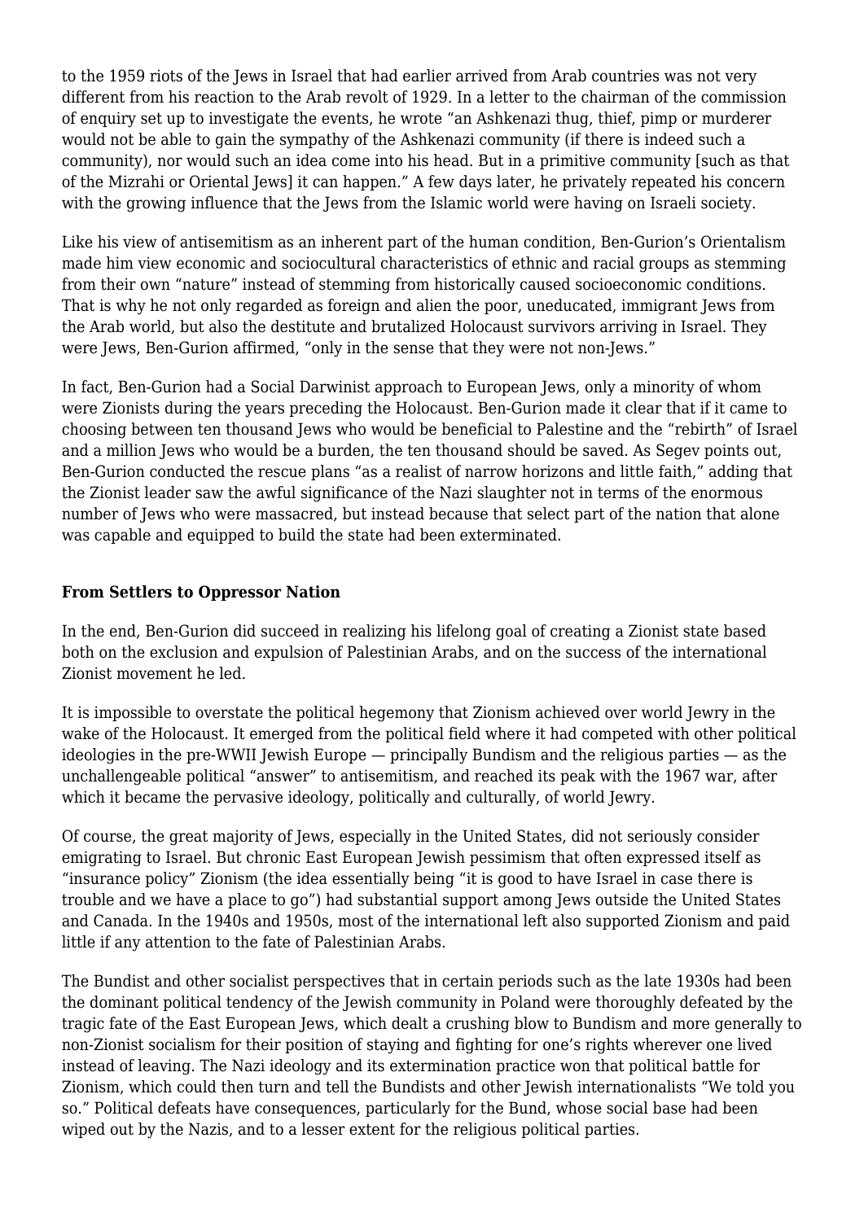to the 1959 riots of the Jews in Israel that had earlier arrived from Arab countries was not very different from his reaction to the Arab revolt of 1929. In a letter to the chairman of the commission of enquiry set up to investigate the events, he wrote "an Ashkenazi thug, thief, pimp or murderer would not be able to gain the sympathy of the Ashkenazi community (if there is indeed such a community), nor would such an idea come into his head. But in a primitive community [such as that of the Mizrahi or Oriental Jews] it can happen." A few days later, he privately repeated his concern with the growing influence that the Jews from the Islamic world were having on Israeli society.

Like his view of antisemitism as an inherent part of the human condition, Ben-Gurion's Orientalism made him view economic and sociocultural characteristics of ethnic and racial groups as stemming from their own "nature" instead of stemming from historically caused socioeconomic conditions. That is why he not only regarded as foreign and alien the poor, uneducated, immigrant Jews from the Arab world, but also the destitute and brutalized Holocaust survivors arriving in Israel. They were Jews, Ben-Gurion affirmed, "only in the sense that they were not non-Jews."

In fact, Ben-Gurion had a Social Darwinist approach to European Jews, only a minority of whom were Zionists during the years preceding the Holocaust. Ben-Gurion made it clear that if it came to choosing between ten thousand Jews who would be beneficial to Palestine and the "rebirth" of Israel and a million Jews who would be a burden, the ten thousand should be saved. As Segev points out, Ben-Gurion conducted the rescue plans "as a realist of narrow horizons and little faith," adding that the Zionist leader saw the awful significance of the Nazi slaughter not in terms of the enormous number of Jews who were massacred, but instead because that select part of the nation that alone was capable and equipped to build the state had been exterminated.

**From Settlers to Oppressor Nation**

In the end, Ben-Gurion did succeed in realizing his lifelong goal of creating a Zionist state based both on the exclusion and expulsion of Palestinian Arabs, and on the success of the international Zionist movement he led.

It is impossible to overstate the political hegemony that Zionism achieved over world Jewry in the wake of the Holocaust. It emerged from the political field where it had competed with other political ideologies in the pre-WWII Jewish Europe — principally Bundism and the religious parties — as the unchallengeable political "answer" to antisemitism, and reached its peak with the 1967 war, after which it became the pervasive ideology, politically and culturally, of world Jewry.

Of course, the great majority of Jews, especially in the United States, did not seriously consider emigrating to Israel. But chronic East European Jewish pessimism that often expressed itself as "insurance policy" Zionism (the idea essentially being "it is good to have Israel in case there is trouble and we have a place to go") had substantial support among Jews outside the United States and Canada. In the 1940s and 1950s, most of the international left also supported Zionism and paid little if any attention to the fate of Palestinian Arabs.

The Bundist and other socialist perspectives that in certain periods such as the late 1930s had been the dominant political tendency of the Jewish community in Poland were thoroughly defeated by the tragic fate of the East European Jews, which dealt a crushing blow to Bundism and more generally to non-Zionist socialism for their position of staying and fighting for one's rights wherever one lived instead of leaving. The Nazi ideology and its extermination practice won that political battle for Zionism, which could then turn and tell the Bundists and other Jewish internationalists "We told you so." Political defeats have consequences, particularly for the Bund, whose social base had been wiped out by the Nazis, and to a lesser extent for the religious political parties.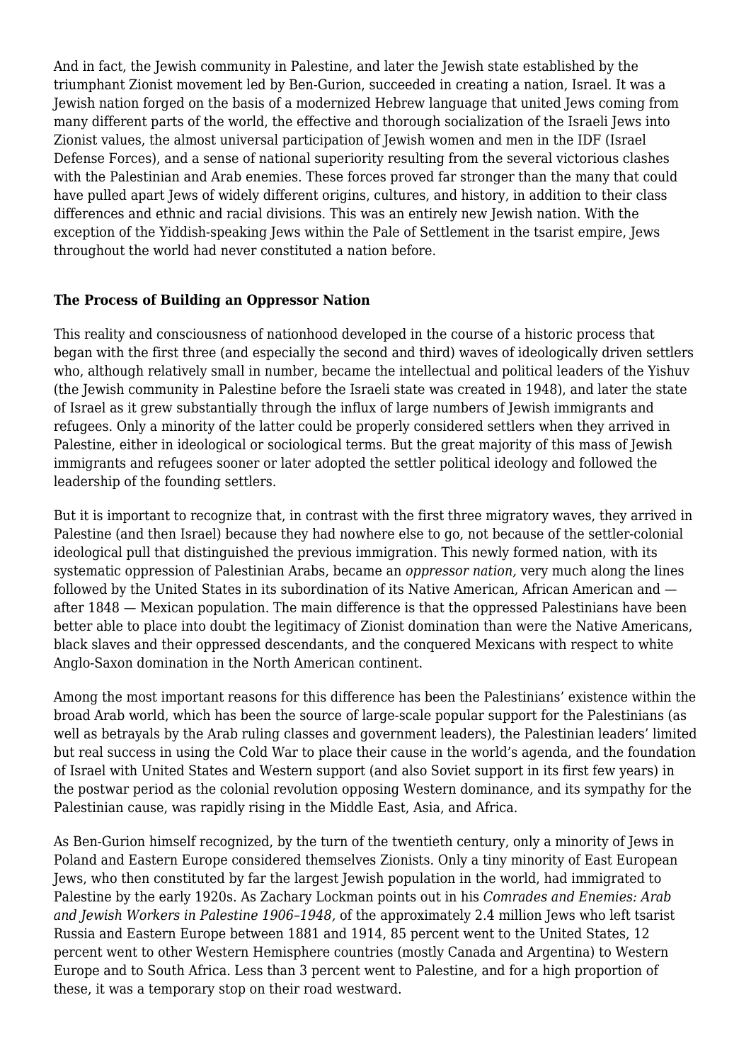And in fact, the Jewish community in Palestine, and later the Jewish state established by the triumphant Zionist movement led by Ben-Gurion, succeeded in creating a nation, Israel. It was a Jewish nation forged on the basis of a modernized Hebrew language that united Jews coming from many different parts of the world, the effective and thorough socialization of the Israeli Jews into Zionist values, the almost universal participation of Jewish women and men in the IDF (Israel Defense Forces), and a sense of national superiority resulting from the several victorious clashes with the Palestinian and Arab enemies. These forces proved far stronger than the many that could have pulled apart Jews of widely different origins, cultures, and history, in addition to their class differences and ethnic and racial divisions. This was an entirely new Jewish nation. With the exception of the Yiddish-speaking Jews within the Pale of Settlement in the tsarist empire, Jews throughout the world had never constituted a nation before.

**The Process of Building an Oppressor Nation**

This reality and consciousness of nationhood developed in the course of a historic process that began with the first three (and especially the second and third) waves of ideologically driven settlers who, although relatively small in number, became the intellectual and political leaders of the Yishuv (the Jewish community in Palestine before the Israeli state was created in 1948), and later the state of Israel as it grew substantially through the influx of large numbers of Jewish immigrants and refugees. Only a minority of the latter could be properly considered settlers when they arrived in Palestine, either in ideological or sociological terms. But the great majority of this mass of Jewish immigrants and refugees sooner or later adopted the settler political ideology and followed the leadership of the founding settlers.

But it is important to recognize that, in contrast with the first three migratory waves, they arrived in Palestine (and then Israel) because they had nowhere else to go, not because of the settler-colonial ideological pull that distinguished the previous immigration. This newly formed nation, with its systematic oppression of Palestinian Arabs, became an *oppressor nation,* very much along the lines followed by the United States in its subordination of its Native American, African American and — after 1848 — Mexican population. The main difference is that the oppressed Palestinians have been better able to place into doubt the legitimacy of Zionist domination than were the Native Americans, black slaves and their oppressed descendants, and the conquered Mexicans with respect to white Anglo-Saxon domination in the North American continent.

Among the most important reasons for this difference has been the Palestinians' existence within the broad Arab world, which has been the source of large-scale popular support for the Palestinians (as well as betrayals by the Arab ruling classes and government leaders), the Palestinian leaders' limited but real success in using the Cold War to place their cause in the world's agenda, and the foundation of Israel with United States and Western support (and also Soviet support in its first few years) in the postwar period as the colonial revolution opposing Western dominance, and its sympathy for the Palestinian cause, was rapidly rising in the Middle East, Asia, and Africa.

As Ben-Gurion himself recognized, by the turn of the twentieth century, only a minority of Jews in Poland and Eastern Europe considered themselves Zionists. Only a tiny minority of East European Jews, who then constituted by far the largest Jewish population in the world, had immigrated to Palestine by the early 1920s. As Zachary Lockman points out in his *Comrades and Enemies: Arab and Jewish Workers in Palestine 1906–1948,* of the approximately 2.4 million Jews who left tsarist Russia and Eastern Europe between 1881 and 1914, 85 percent went to the United States, 12 percent went to other Western Hemisphere countries (mostly Canada and Argentina) to Western Europe and to South Africa. Less than 3 percent went to Palestine, and for a high proportion of these, it was a temporary stop on their road westward.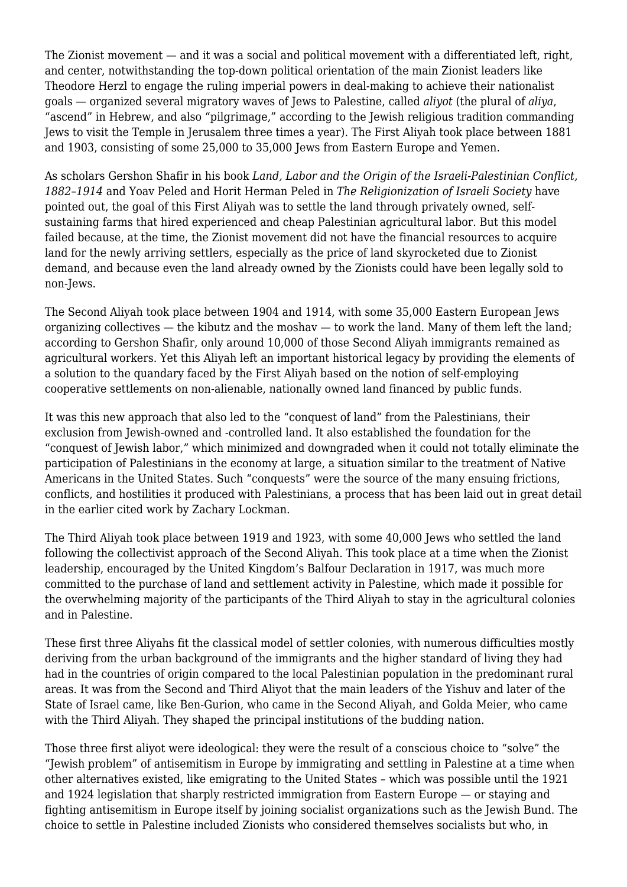The Zionist movement — and it was a social and political movement with a differentiated left, right, and center, notwithstanding the top-down political orientation of the main Zionist leaders like Theodore Herzl to engage the ruling imperial powers in deal-making to achieve their nationalist goals — organized several migratory waves of Jews to Palestine, called *aliyot* (the plural of *aliya*, "ascend" in Hebrew, and also "pilgrimage," according to the Jewish religious tradition commanding Jews to visit the Temple in Jerusalem three times a year). The First Aliyah took place between 1881 and 1903, consisting of some 25,000 to 35,000 Jews from Eastern Europe and Yemen.

As scholars Gershon Shafir in his book *Land, Labor and the Origin of the Israeli-Palestinian Conflict, 1882–1914* and Yoav Peled and Horit Herman Peled in *The Religionization of Israeli Society* have pointed out, the goal of this First Aliyah was to settle the land through privately owned, self-sustaining farms that hired experienced and cheap Palestinian agricultural labor. But this model failed because, at the time, the Zionist movement did not have the financial resources to acquire land for the newly arriving settlers, especially as the price of land skyrocketed due to Zionist demand, and because even the land already owned by the Zionists could have been legally sold to non-Jews.

The Second Aliyah took place between 1904 and 1914, with some 35,000 Eastern European Jews organizing collectives — the kibutz and the moshav — to work the land. Many of them left the land; according to Gershon Shafir, only around 10,000 of those Second Aliyah immigrants remained as agricultural workers. Yet this Aliyah left an important historical legacy by providing the elements of a solution to the quandary faced by the First Aliyah based on the notion of self-employing cooperative settlements on non-alienable, nationally owned land financed by public funds.

It was this new approach that also led to the "conquest of land" from the Palestinians, their exclusion from Jewish-owned and -controlled land. It also established the foundation for the "conquest of Jewish labor," which minimized and downgraded when it could not totally eliminate the participation of Palestinians in the economy at large, a situation similar to the treatment of Native Americans in the United States. Such "conquests" were the source of the many ensuing frictions, conflicts, and hostilities it produced with Palestinians, a process that has been laid out in great detail in the earlier cited work by Zachary Lockman.

The Third Aliyah took place between 1919 and 1923, with some 40,000 Jews who settled the land following the collectivist approach of the Second Aliyah. This took place at a time when the Zionist leadership, encouraged by the United Kingdom's Balfour Declaration in 1917, was much more committed to the purchase of land and settlement activity in Palestine, which made it possible for the overwhelming majority of the participants of the Third Aliyah to stay in the agricultural colonies and in Palestine.

These first three Aliyahs fit the classical model of settler colonies, with numerous difficulties mostly deriving from the urban background of the immigrants and the higher standard of living they had had in the countries of origin compared to the local Palestinian population in the predominant rural areas. It was from the Second and Third Aliyot that the main leaders of the Yishuv and later of the State of Israel came, like Ben-Gurion, who came in the Second Aliyah, and Golda Meier, who came with the Third Aliyah. They shaped the principal institutions of the budding nation.

Those three first aliyot were ideological: they were the result of a conscious choice to "solve" the "Jewish problem" of antisemitism in Europe by immigrating and settling in Palestine at a time when other alternatives existed, like emigrating to the United States – which was possible until the 1921 and 1924 legislation that sharply restricted immigration from Eastern Europe — or staying and fighting antisemitism in Europe itself by joining socialist organizations such as the Jewish Bund. The choice to settle in Palestine included Zionists who considered themselves socialists but who, in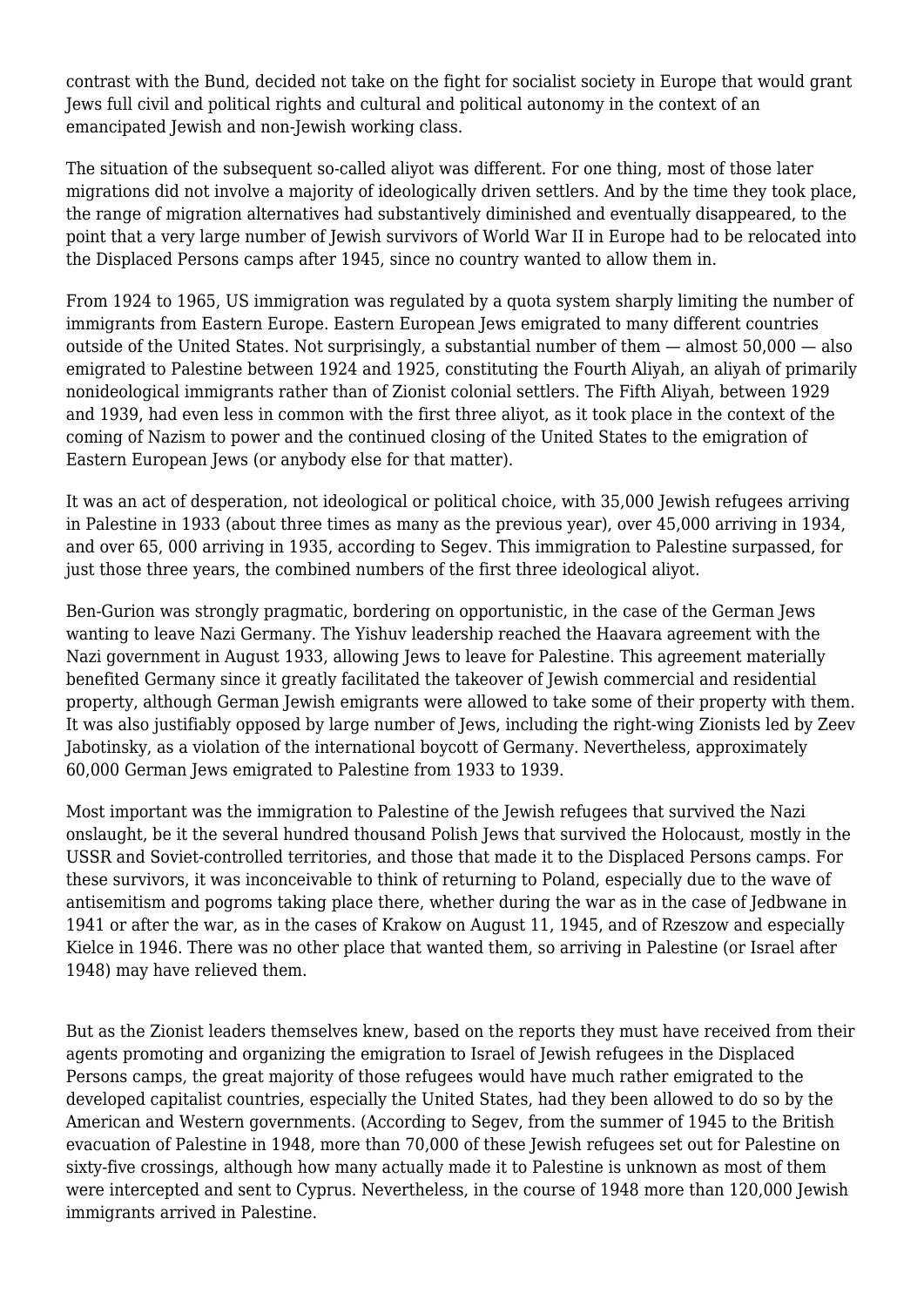contrast with the Bund, decided not take on the fight for socialist society in Europe that would grant Jews full civil and political rights and cultural and political autonomy in the context of an emancipated Jewish and non-Jewish working class.

The situation of the subsequent so-called aliyot was different. For one thing, most of those later migrations did not involve a majority of ideologically driven settlers. And by the time they took place, the range of migration alternatives had substantively diminished and eventually disappeared, to the point that a very large number of Jewish survivors of World War II in Europe had to be relocated into the Displaced Persons camps after 1945, since no country wanted to allow them in.

From 1924 to 1965, US immigration was regulated by a quota system sharply limiting the number of immigrants from Eastern Europe. Eastern European Jews emigrated to many different countries outside of the United States. Not surprisingly, a substantial number of them — almost 50,000 — also emigrated to Palestine between 1924 and 1925, constituting the Fourth Aliyah, an aliyah of primarily nonideological immigrants rather than of Zionist colonial settlers. The Fifth Aliyah, between 1929 and 1939, had even less in common with the first three aliyot, as it took place in the context of the coming of Nazism to power and the continued closing of the United States to the emigration of Eastern European Jews (or anybody else for that matter).

It was an act of desperation, not ideological or political choice, with 35,000 Jewish refugees arriving in Palestine in 1933 (about three times as many as the previous year), over 45,000 arriving in 1934, and over 65, 000 arriving in 1935, according to Segev. This immigration to Palestine surpassed, for just those three years, the combined numbers of the first three ideological aliyot.

Ben-Gurion was strongly pragmatic, bordering on opportunistic, in the case of the German Jews wanting to leave Nazi Germany. The Yishuv leadership reached the Haavara agreement with the Nazi government in August 1933, allowing Jews to leave for Palestine. This agreement materially benefited Germany since it greatly facilitated the takeover of Jewish commercial and residential property, although German Jewish emigrants were allowed to take some of their property with them. It was also justifiably opposed by large number of Jews, including the right-wing Zionists led by Zeev Jabotinsky, as a violation of the international boycott of Germany. Nevertheless, approximately 60,000 German Jews emigrated to Palestine from 1933 to 1939.

Most important was the immigration to Palestine of the Jewish refugees that survived the Nazi onslaught, be it the several hundred thousand Polish Jews that survived the Holocaust, mostly in the USSR and Soviet-controlled territories, and those that made it to the Displaced Persons camps. For these survivors, it was inconceivable to think of returning to Poland, especially due to the wave of antisemitism and pogroms taking place there, whether during the war as in the case of Jedbwane in 1941 or after the war, as in the cases of Krakow on August 11, 1945, and of Rzeszow and especially Kielce in 1946. There was no other place that wanted them, so arriving in Palestine (or Israel after 1948) may have relieved them.

But as the Zionist leaders themselves knew, based on the reports they must have received from their agents promoting and organizing the emigration to Israel of Jewish refugees in the Displaced Persons camps, the great majority of those refugees would have much rather emigrated to the developed capitalist countries, especially the United States, had they been allowed to do so by the American and Western governments. (According to Segev, from the summer of 1945 to the British evacuation of Palestine in 1948, more than 70,000 of these Jewish refugees set out for Palestine on sixty-five crossings, although how many actually made it to Palestine is unknown as most of them were intercepted and sent to Cyprus. Nevertheless, in the course of 1948 more than 120,000 Jewish immigrants arrived in Palestine.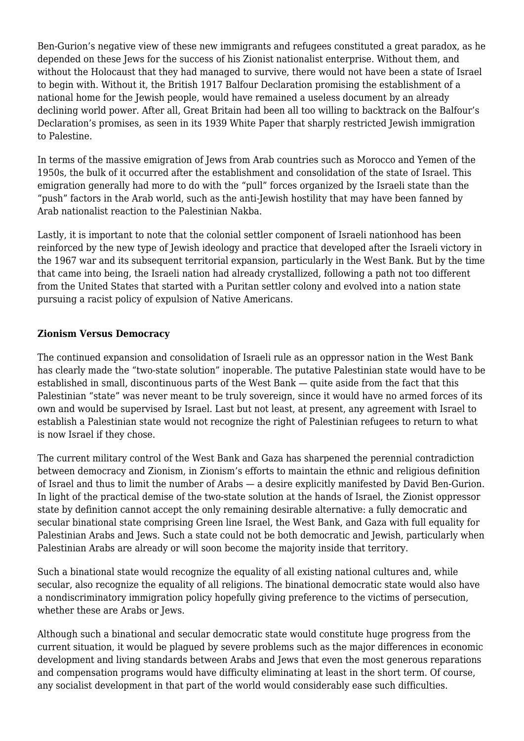Ben-Gurion's negative view of these new immigrants and refugees constituted a great paradox, as he depended on these Jews for the success of his Zionist nationalist enterprise. Without them, and without the Holocaust that they had managed to survive, there would not have been a state of Israel to begin with. Without it, the British 1917 Balfour Declaration promising the establishment of a national home for the Jewish people, would have remained a useless document by an already declining world power. After all, Great Britain had been all too willing to backtrack on the Balfour's Declaration's promises, as seen in its 1939 White Paper that sharply restricted Jewish immigration to Palestine.

In terms of the massive emigration of Jews from Arab countries such as Morocco and Yemen of the 1950s, the bulk of it occurred after the establishment and consolidation of the state of Israel. This emigration generally had more to do with the "pull" forces organized by the Israeli state than the "push" factors in the Arab world, such as the anti-Jewish hostility that may have been fanned by Arab nationalist reaction to the Palestinian Nakba.

Lastly, it is important to note that the colonial settler component of Israeli nationhood has been reinforced by the new type of Jewish ideology and practice that developed after the Israeli victory in the 1967 war and its subsequent territorial expansion, particularly in the West Bank. But by the time that came into being, the Israeli nation had already crystallized, following a path not too different from the United States that started with a Puritan settler colony and evolved into a nation state pursuing a racist policy of expulsion of Native Americans.

### Zionism Versus Democracy

The continued expansion and consolidation of Israeli rule as an oppressor nation in the West Bank has clearly made the "two-state solution" inoperable. The putative Palestinian state would have to be established in small, discontinuous parts of the West Bank — quite aside from the fact that this Palestinian "state" was never meant to be truly sovereign, since it would have no armed forces of its own and would be supervised by Israel. Last but not least, at present, any agreement with Israel to establish a Palestinian state would not recognize the right of Palestinian refugees to return to what is now Israel if they chose.

The current military control of the West Bank and Gaza has sharpened the perennial contradiction between democracy and Zionism, in Zionism's efforts to maintain the ethnic and religious definition of Israel and thus to limit the number of Arabs — a desire explicitly manifested by David Ben-Gurion. In light of the practical demise of the two-state solution at the hands of Israel, the Zionist oppressor state by definition cannot accept the only remaining desirable alternative: a fully democratic and secular binational state comprising Green line Israel, the West Bank, and Gaza with full equality for Palestinian Arabs and Jews. Such a state could not be both democratic and Jewish, particularly when Palestinian Arabs are already or will soon become the majority inside that territory.

Such a binational state would recognize the equality of all existing national cultures and, while secular, also recognize the equality of all religions. The binational democratic state would also have a nondiscriminatory immigration policy hopefully giving preference to the victims of persecution, whether these are Arabs or Jews.

Although such a binational and secular democratic state would constitute huge progress from the current situation, it would be plagued by severe problems such as the major differences in economic development and living standards between Arabs and Jews that even the most generous reparations and compensation programs would have difficulty eliminating at least in the short term. Of course, any socialist development in that part of the world would considerably ease such difficulties.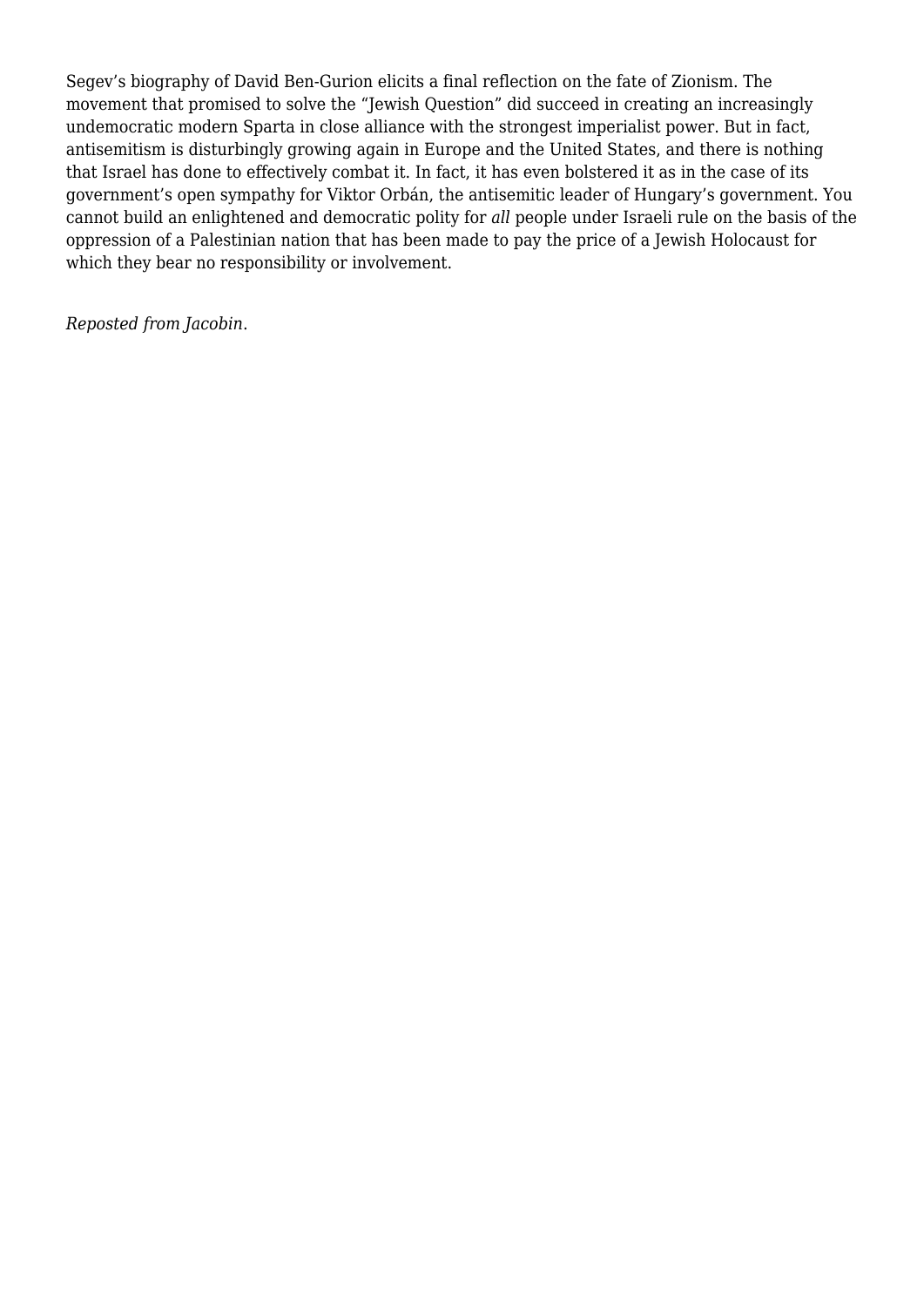Segev's biography of David Ben-Gurion elicits a final reflection on the fate of Zionism. The movement that promised to solve the "Jewish Question" did succeed in creating an increasingly undemocratic modern Sparta in close alliance with the strongest imperialist power. But in fact, antisemitism is disturbingly growing again in Europe and the United States, and there is nothing that Israel has done to effectively combat it. In fact, it has even bolstered it as in the case of its government's open sympathy for Viktor Orbán, the antisemitic leader of Hungary's government. You cannot build an enlightened and democratic polity for *all* people under Israeli rule on the basis of the oppression of a Palestinian nation that has been made to pay the price of a Jewish Holocaust for which they bear no responsibility or involvement.

*Reposted from Jacobin.*